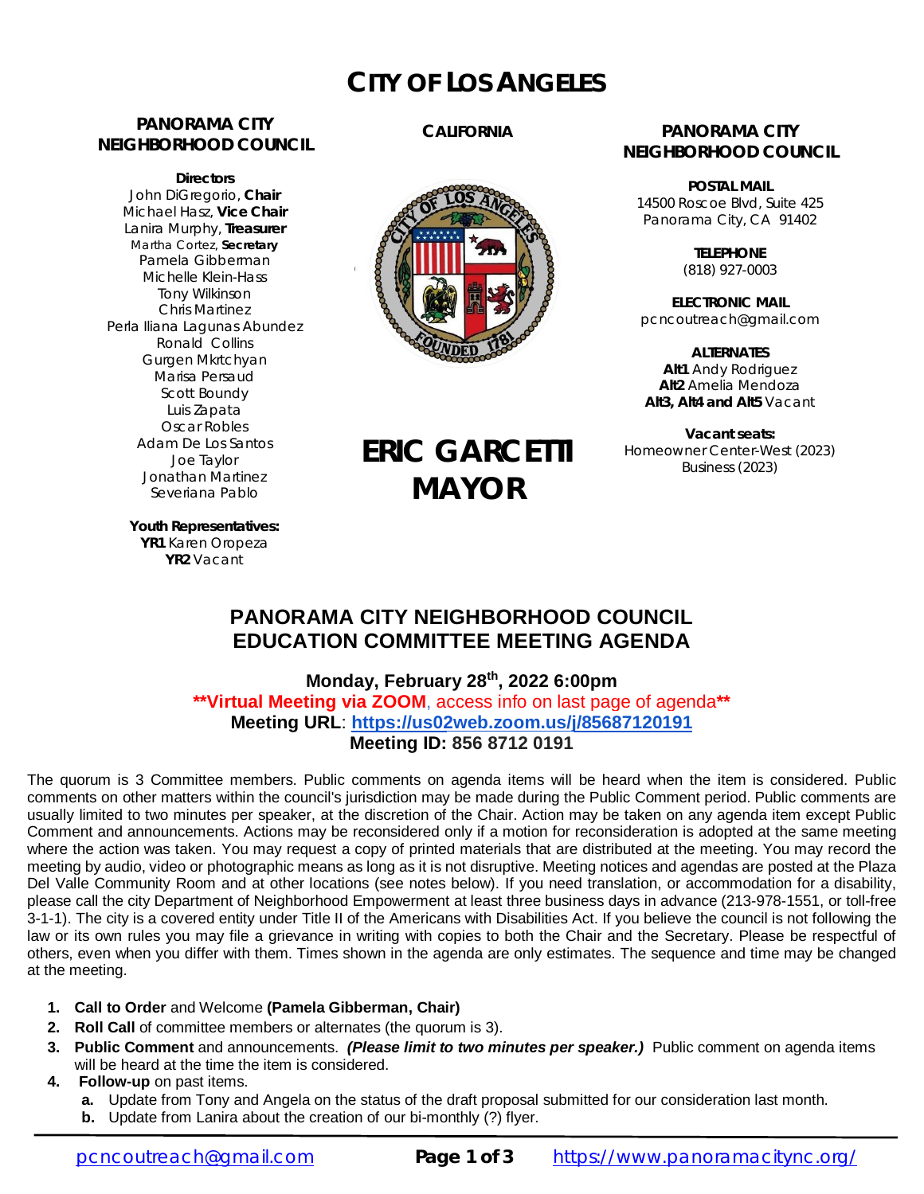# CITY OF LOS ANGELES

**PANORAMA CITY NEIGHBORHOOD COUNCIL**

**Directors**
John DiGregorio, **Chair**
Michael Hasz, **Vice Chair**
Lanira Murphy, **Treasurer**
Martha Cortez, **Secretary**
Pamela Gibberman
Michelle Klein-Hass
Tony Wilkinson
Chris Martinez
Perla Iliana Lagunas Abundez
Ronald Collins
Gurgen Mkrtchyan
Marisa Persaud
Scott Boundy
Luis Zapata
Oscar Robles
Adam De Los Santos
Joe Taylor
Jonathan Martinez
Severiana Pablo

**Youth Representatives:**
**YR1** Karen Oropeza
**YR2** Vacant

**CALIFORNIA**

**ERIC GARCETTI MAYOR**

**PANORAMA CITY NEIGHBORHOOD COUNCIL**

**POSTAL MAIL**
14500 Roscoe Blvd, Suite 425
Panorama City, CA 91402

**TELEPHONE**
(818) 927-0003

**ELECTRONIC MAIL**
pcncoutreach@gmail.com

**ALTERNATES**
**Alt1** Andy Rodriguez
**Alt2** Amelia Mendoza
**Alt3, Alt4 and Alt5** Vacant

**Vacant seats:**
Homeowner Center-West (2023)
Business (2023)

## PANORAMA CITY NEIGHBORHOOD COUNCIL EDUCATION COMMITTEE MEETING AGENDA

**Monday, February 28th, 2022 6:00pm**
****Virtual Meeting via ZOOM**, access info on last page of agenda****
**Meeting URL**: **https://us02web.zoom.us/j/85687120191**
**Meeting ID: 856 8712 0191**

The quorum is 3 Committee members. Public comments on agenda items will be heard when the item is considered. Public comments on other matters within the council's jurisdiction may be made during the Public Comment period. Public comments are usually limited to two minutes per speaker, at the discretion of the Chair. Action may be taken on any agenda item except Public Comment and announcements. Actions may be reconsidered only if a motion for reconsideration is adopted at the same meeting where the action was taken. You may request a copy of printed materials that are distributed at the meeting. You may record the meeting by audio, video or photographic means as long as it is not disruptive. Meeting notices and agendas are posted at the Plaza Del Valle Community Room and at other locations (see notes below). If you need translation, or accommodation for a disability, please call the city Department of Neighborhood Empowerment at least three business days in advance (213-978-1551, or toll-free 3-1-1). The city is a covered entity under Title II of the Americans with Disabilities Act. If you believe the council is not following the law or its own rules you may file a grievance in writing with copies to both the Chair and the Secretary. Please be respectful of others, even when you differ with them. Times shown in the agenda are only estimates. The sequence and time may be changed at the meeting.

1. **Call to Order** and Welcome **(Pamela Gibberman, Chair)**
2. **Roll Call** of committee members or alternates (the quorum is 3).
3. **Public Comment** and announcements. ***(Please limit to two minutes per speaker.)*** Public comment on agenda items will be heard at the time the item is considered.
4. **Follow-up** on past items.
   - **a.** Update from Tony and Angela on the status of the draft proposal submitted for our consideration last month.
   - **b.** Update from Lanira about the creation of our bi-monthly (?) flyer.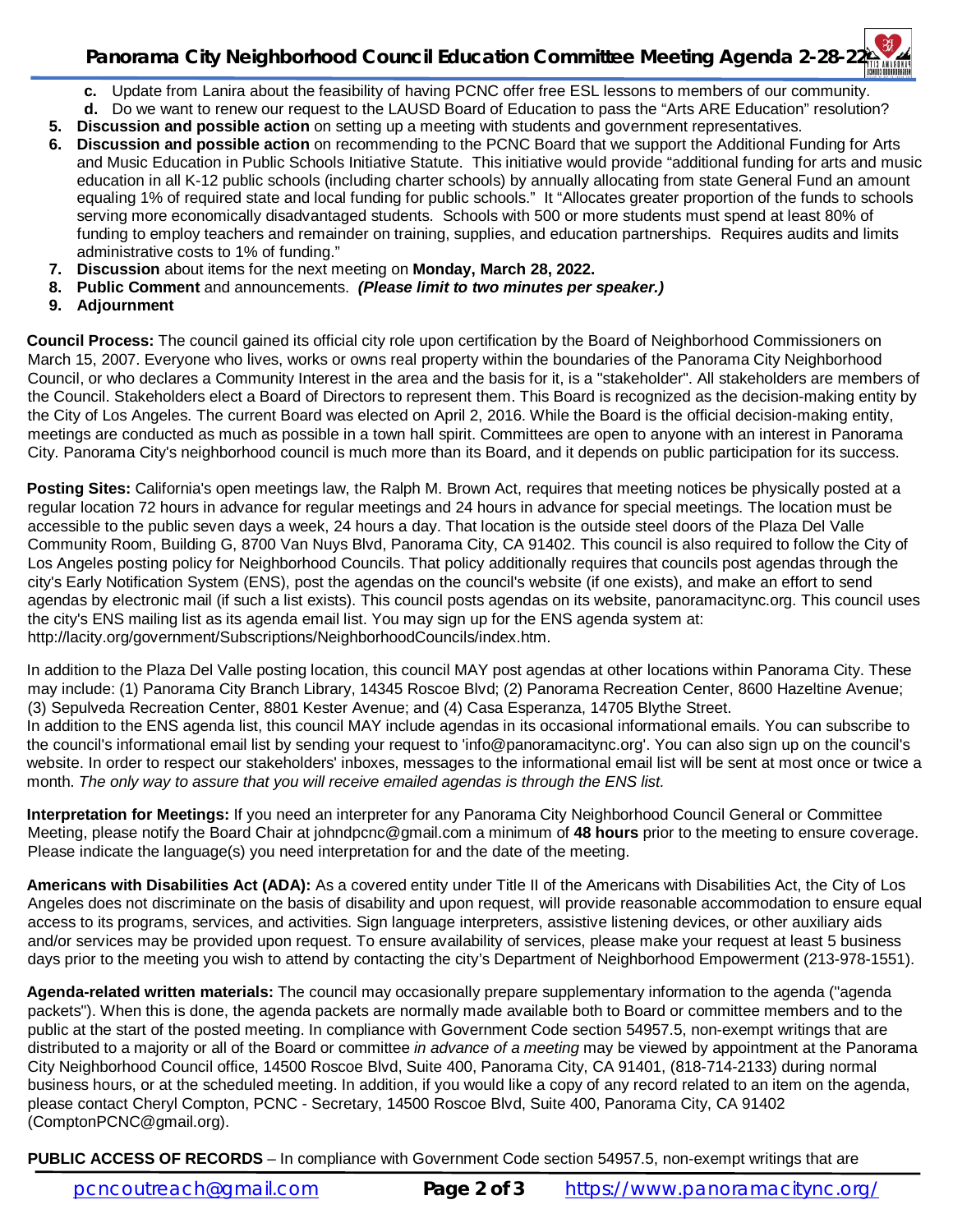c. Update from Lanira about the feasibility of having PCNC offer free ESL lessons to members of our community.
   d. Do we want to renew our request to the LAUSD Board of Education to pass the "Arts ARE Education" resolution?

5. **Discussion and possible action** on setting up a meeting with students and government representatives.
6. **Discussion and possible action** on recommending to the PCNC Board that we support the Additional Funding for Arts and Music Education in Public Schools Initiative Statute. This initiative would provide "additional funding for arts and music education in all K-12 public schools (including charter schools) by annually allocating from state General Fund an amount equaling 1% of required state and local funding for public schools." It "Allocates greater proportion of the funds to schools serving more economically disadvantaged students. Schools with 500 or more students must spend at least 80% of funding to employ teachers and remainder on training, supplies, and education partnerships. Requires audits and limits administrative costs to 1% of funding."
7. **Discussion** about items for the next meeting on **Monday, March 28, 2022.**
8. **Public Comment** and announcements. ***(Please limit to two minutes per speaker.)***
9. **Adjournment**

**Council Process:** The council gained its official city role upon certification by the Board of Neighborhood Commissioners on March 15, 2007. Everyone who lives, works or owns real property within the boundaries of the Panorama City Neighborhood Council, or who declares a Community Interest in the area and the basis for it, is a "stakeholder". All stakeholders are members of the Council. Stakeholders elect a Board of Directors to represent them. This Board is recognized as the decision-making entity by the City of Los Angeles. The current Board was elected on April 2, 2016. While the Board is the official decision-making entity, meetings are conducted as much as possible in a town hall spirit. Committees are open to anyone with an interest in Panorama City. Panorama City's neighborhood council is much more than its Board, and it depends on public participation for its success.

**Posting Sites:** California's open meetings law, the Ralph M. Brown Act, requires that meeting notices be physically posted at a regular location 72 hours in advance for regular meetings and 24 hours in advance for special meetings. The location must be accessible to the public seven days a week, 24 hours a day. That location is the outside steel doors of the Plaza Del Valle Community Room, Building G, 8700 Van Nuys Blvd, Panorama City, CA 91402. This council is also required to follow the City of Los Angeles posting policy for Neighborhood Councils. That policy additionally requires that councils post agendas through the city's Early Notification System (ENS), post the agendas on the council's website (if one exists), and make an effort to send agendas by electronic mail (if such a list exists). This council posts agendas on its website, panoramacitync.org. This council uses the city's ENS mailing list as its agenda email list. You may sign up for the ENS agenda system at: http://lacity.org/government/Subscriptions/NeighborhoodCouncils/index.htm.

In addition to the Plaza Del Valle posting location, this council MAY post agendas at other locations within Panorama City. These may include: (1) Panorama City Branch Library, 14345 Roscoe Blvd; (2) Panorama Recreation Center, 8600 Hazeltine Avenue; (3) Sepulveda Recreation Center, 8801 Kester Avenue; and (4) Casa Esperanza, 14705 Blythe Street.
In addition to the ENS agenda list, this council MAY include agendas in its occasional informational emails. You can subscribe to the council's informational email list by sending your request to 'info@panoramacitync.org'. You can also sign up on the council's website. In order to respect our stakeholders' inboxes, messages to the informational email list will be sent at most once or twice a month. *The only way to assure that you will receive emailed agendas is through the ENS list.*

**Interpretation for Meetings:** If you need an interpreter for any Panorama City Neighborhood Council General or Committee Meeting, please notify the Board Chair at johndpcnc@gmail.com a minimum of **48 hours** prior to the meeting to ensure coverage. Please indicate the language(s) you need interpretation for and the date of the meeting.

**Americans with Disabilities Act (ADA):** As a covered entity under Title II of the Americans with Disabilities Act, the City of Los Angeles does not discriminate on the basis of disability and upon request, will provide reasonable accommodation to ensure equal access to its programs, services, and activities. Sign language interpreters, assistive listening devices, or other auxiliary aids and/or services may be provided upon request. To ensure availability of services, please make your request at least 5 business days prior to the meeting you wish to attend by contacting the city's Department of Neighborhood Empowerment (213-978-1551).

**Agenda-related written materials:** The council may occasionally prepare supplementary information to the agenda ("agenda packets"). When this is done, the agenda packets are normally made available both to Board or committee members and to the public at the start of the posted meeting. In compliance with Government Code section 54957.5, non-exempt writings that are distributed to a majority or all of the Board or committee *in advance of a meeting* may be viewed by appointment at the Panorama City Neighborhood Council office, 14500 Roscoe Blvd, Suite 400, Panorama City, CA 91401, (818-714-2133) during normal business hours, or at the scheduled meeting. In addition, if you would like a copy of any record related to an item on the agenda, please contact Cheryl Compton, PCNC - Secretary, 14500 Roscoe Blvd, Suite 400, Panorama City, CA 91402 (ComptonPCNC@gmail.org).

**PUBLIC ACCESS OF RECORDS** – In compliance with Government Code section 54957.5, non-exempt writings that are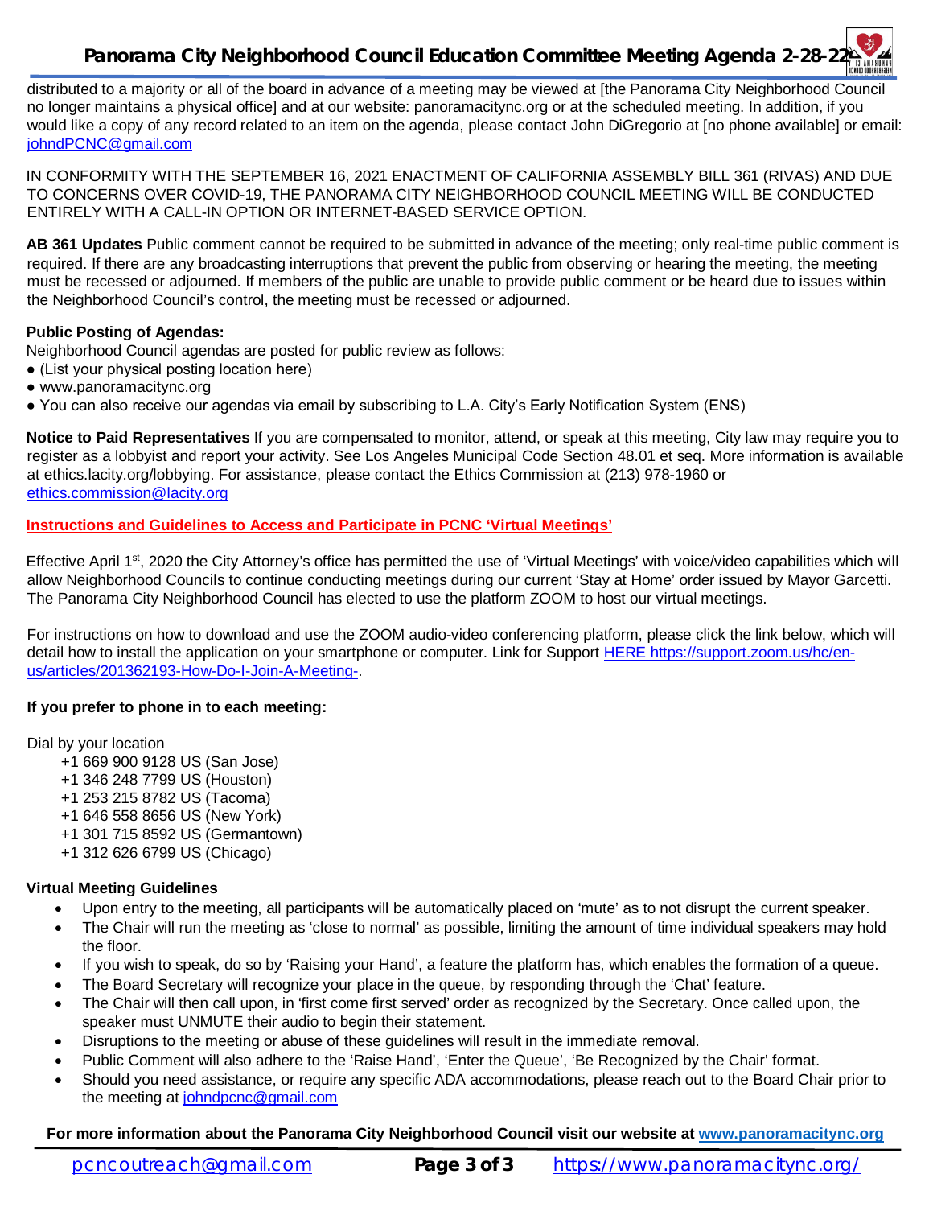distributed to a majority or all of the board in advance of a meeting may be viewed at [the Panorama City Neighborhood Council no longer maintains a physical office] and at our website: panoramacitync.org or at the scheduled meeting. In addition, if you would like a copy of any record related to an item on the agenda, please contact John DiGregorio at [no phone available] or email: johndPCNC@gmail.com

IN CONFORMITY WITH THE SEPTEMBER 16, 2021 ENACTMENT OF CALIFORNIA ASSEMBLY BILL 361 (RIVAS) AND DUE TO CONCERNS OVER COVID-19, THE PANORAMA CITY NEIGHBORHOOD COUNCIL MEETING WILL BE CONDUCTED ENTIRELY WITH A CALL-IN OPTION OR INTERNET-BASED SERVICE OPTION.

**AB 361 Updates** Public comment cannot be required to be submitted in advance of the meeting; only real-time public comment is required. If there are any broadcasting interruptions that prevent the public from observing or hearing the meeting, the meeting must be recessed or adjourned. If members of the public are unable to provide public comment or be heard due to issues within the Neighborhood Council's control, the meeting must be recessed or adjourned.

**Public Posting of Agendas:**
Neighborhood Council agendas are posted for public review as follows:
- (List your physical posting location here)
- www.panoramacitync.org
- You can also receive our agendas via email by subscribing to L.A. City's Early Notification System (ENS)

**Notice to Paid Representatives** If you are compensated to monitor, attend, or speak at this meeting, City law may require you to register as a lobbyist and report your activity. See Los Angeles Municipal Code Section 48.01 et seq. More information is available at ethics.lacity.org/lobbying. For assistance, please contact the Ethics Commission at (213) 978-1960 or ethics.commission@lacity.org

**Instructions and Guidelines to Access and Participate in PCNC 'Virtual Meetings'**

Effective April 1st, 2020 the City Attorney's office has permitted the use of 'Virtual Meetings' with voice/video capabilities which will allow Neighborhood Councils to continue conducting meetings during our current 'Stay at Home' order issued by Mayor Garcetti. The Panorama City Neighborhood Council has elected to use the platform ZOOM to host our virtual meetings.

For instructions on how to download and use the ZOOM audio-video conferencing platform, please click the link below, which will detail how to install the application on your smartphone or computer. Link for Support HERE https://support.zoom.us/hc/en-us/articles/201362193-How-Do-I-Join-A-Meeting-.

**If you prefer to phone in to each meeting:**

Dial by your location
- +1 669 900 9128 US (San Jose)
- +1 346 248 7799 US (Houston)
- +1 253 215 8782 US (Tacoma)
- +1 646 558 8656 US (New York)
- +1 301 715 8592 US (Germantown)
- +1 312 626 6799 US (Chicago)

**Virtual Meeting Guidelines**
- Upon entry to the meeting, all participants will be automatically placed on 'mute' as to not disrupt the current speaker.
- The Chair will run the meeting as 'close to normal' as possible, limiting the amount of time individual speakers may hold the floor.
- If you wish to speak, do so by 'Raising your Hand', a feature the platform has, which enables the formation of a queue.
- The Board Secretary will recognize your place in the queue, by responding through the 'Chat' feature.
- The Chair will then call upon, in 'first come first served' order as recognized by the Secretary. Once called upon, the speaker must UNMUTE their audio to begin their statement.
- Disruptions to the meeting or abuse of these guidelines will result in the immediate removal.
- Public Comment will also adhere to the 'Raise Hand', 'Enter the Queue', 'Be Recognized by the Chair' format.
- Should you need assistance, or require any specific ADA accommodations, please reach out to the Board Chair prior to the meeting at johndpcnc@gmail.com

**For more information about the Panorama City Neighborhood Council visit our website at www.panoramacitync.org**